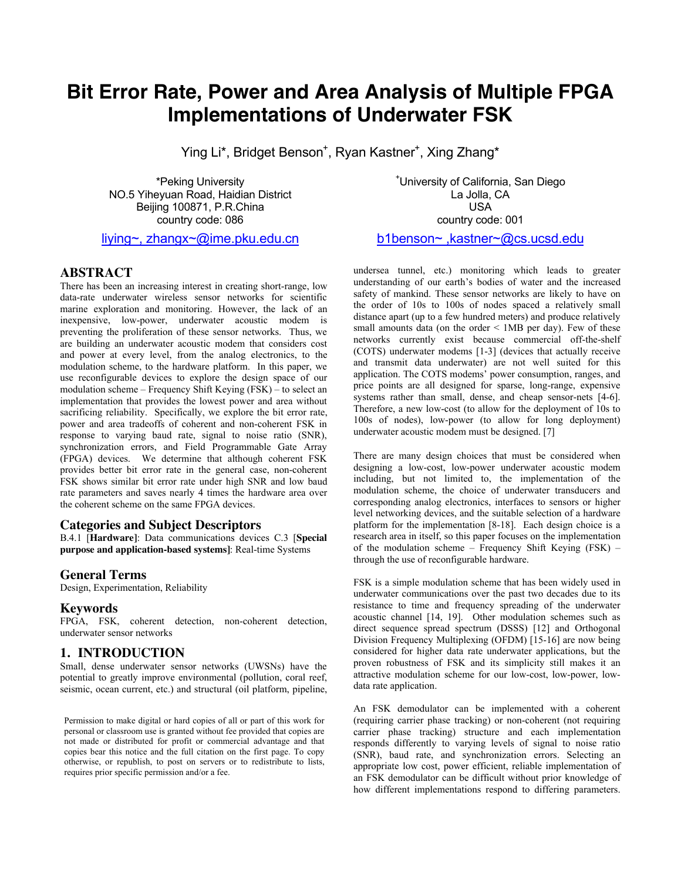# Bit Error Rate, Power and Area Analysis of Multiple FPGA Implementations of Underwater FSK

Ying Li*, Bridget Benson+, Ryan Kastner+, Xing Zhang*

*Peking University
NO.5 Yiheyuan Road, Haidian District
Beijing 100871, P.R.China
country code: 086

liying~, zhangx~@ime.pku.edu.cn

+University of California, San Diego
La Jolla, CA
USA
country code: 001

b1benson~ ,kastner~@cs.ucsd.edu

## ABSTRACT

There has been an increasing interest in creating short-range, low data-rate underwater wireless sensor networks for scientific marine exploration and monitoring. However, the lack of an inexpensive, low-power, underwater acoustic modem is preventing the proliferation of these sensor networks. Thus, we are building an underwater acoustic modem that considers cost and power at every level, from the analog electronics, to the modulation scheme, to the hardware platform. In this paper, we use reconfigurable devices to explore the design space of our modulation scheme – Frequency Shift Keying (FSK) – to select an implementation that provides the lowest power and area without sacrificing reliability. Specifically, we explore the bit error rate, power and area tradeoffs of coherent and non-coherent FSK in response to varying baud rate, signal to noise ratio (SNR), synchronization errors, and Field Programmable Gate Array (FPGA) devices. We determine that although coherent FSK provides better bit error rate in the general case, non-coherent FSK shows similar bit error rate under high SNR and low baud rate parameters and saves nearly 4 times the hardware area over the coherent scheme on the same FPGA devices.

## Categories and Subject Descriptors

B.4.1 [**Hardware**]: Data communications devices C.3 [**Special purpose and application-based systems**]: Real-time Systems

## General Terms

Design, Experimentation, Reliability

## Keywords

FPGA, FSK, coherent detection, non-coherent detection, underwater sensor networks

## 1. INTRODUCTION

Small, dense underwater sensor networks (UWSNs) have the potential to greatly improve environmental (pollution, coral reef, seismic, ocean current, etc.) and structural (oil platform, pipeline, undersea tunnel, etc.) monitoring which leads to greater understanding of our earth's bodies of water and the increased safety of mankind. These sensor networks are likely to have on the order of 10s to 100s of nodes spaced a relatively small distance apart (up to a few hundred meters) and produce relatively small amounts data (on the order < 1MB per day). Few of these networks currently exist because commercial off-the-shelf (COTS) underwater modems [1-3] (devices that actually receive and transmit data underwater) are not well suited for this application. The COTS modems' power consumption, ranges, and price points are all designed for sparse, long-range, expensive systems rather than small, dense, and cheap sensor-nets [4-6]. Therefore, a new low-cost (to allow for the deployment of 10s to 100s of nodes), low-power (to allow for long deployment) underwater acoustic modem must be designed. [7]

There are many design choices that must be considered when designing a low-cost, low-power underwater acoustic modem including, but not limited to, the implementation of the modulation scheme, the choice of underwater transducers and corresponding analog electronics, interfaces to sensors or higher level networking devices, and the suitable selection of a hardware platform for the implementation [8-18]. Each design choice is a research area in itself, so this paper focuses on the implementation of the modulation scheme – Frequency Shift Keying (FSK) – through the use of reconfigurable hardware.

FSK is a simple modulation scheme that has been widely used in underwater communications over the past two decades due to its resistance to time and frequency spreading of the underwater acoustic channel [14, 19]. Other modulation schemes such as direct sequence spread spectrum (DSSS) [12] and Orthogonal Division Frequency Multiplexing (OFDM) [15-16] are now being considered for higher data rate underwater applications, but the proven robustness of FSK and its simplicity still makes it an attractive modulation scheme for our low-cost, low-power, low-data rate application.

An FSK demodulator can be implemented with a coherent (requiring carrier phase tracking) or non-coherent (not requiring carrier phase tracking) structure and each implementation responds differently to varying levels of signal to noise ratio (SNR), baud rate, and synchronization errors. Selecting an appropriate low cost, power efficient, reliable implementation of an FSK demodulator can be difficult without prior knowledge of how different implementations respond to differing parameters.

Permission to make digital or hard copies of all or part of this work for personal or classroom use is granted without fee provided that copies are not made or distributed for profit or commercial advantage and that copies bear this notice and the full citation on the first page. To copy otherwise, or republish, to post on servers or to redistribute to lists, requires prior specific permission and/or a fee.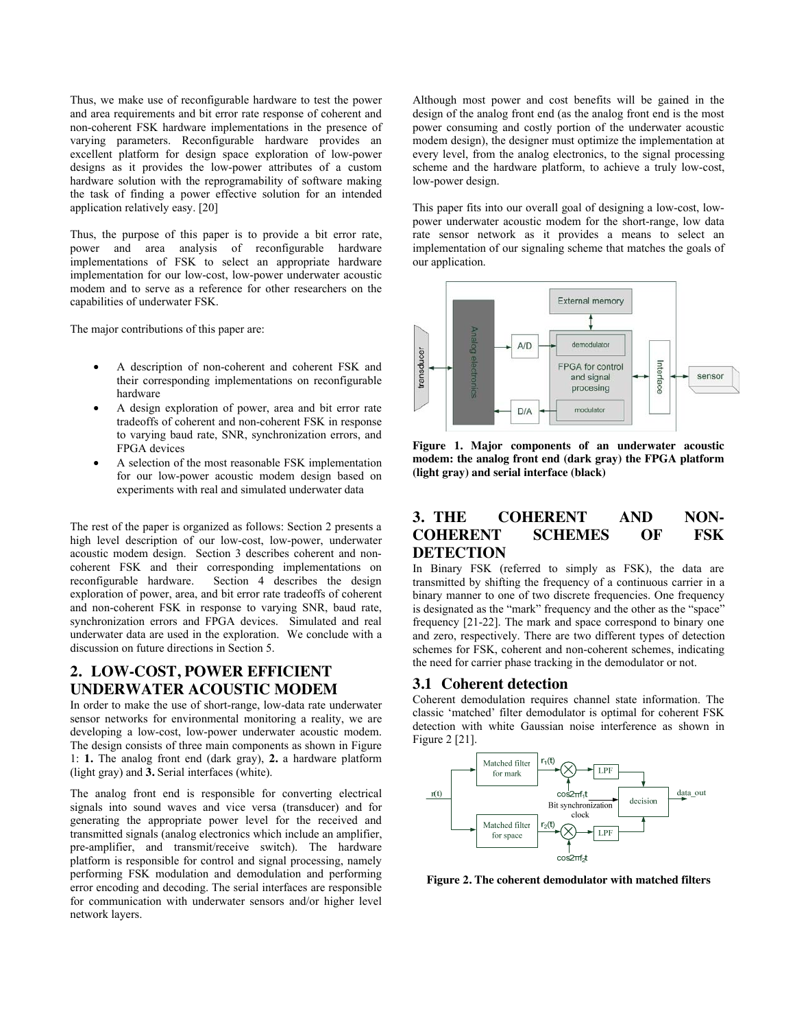Thus, we make use of reconfigurable hardware to test the power and area requirements and bit error rate response of coherent and non-coherent FSK hardware implementations in the presence of varying parameters. Reconfigurable hardware provides an excellent platform for design space exploration of low-power designs as it provides the low-power attributes of a custom hardware solution with the reprogramability of software making the task of finding a power effective solution for an intended application relatively easy. [20]

Thus, the purpose of this paper is to provide a bit error rate, power and area analysis of reconfigurable hardware implementations of FSK to select an appropriate hardware implementation for our low-cost, low-power underwater acoustic modem and to serve as a reference for other researchers on the capabilities of underwater FSK.

The major contributions of this paper are:

- A description of non-coherent and coherent FSK and their corresponding implementations on reconfigurable hardware
- A design exploration of power, area and bit error rate tradeoffs of coherent and non-coherent FSK in response to varying baud rate, SNR, synchronization errors, and FPGA devices
- A selection of the most reasonable FSK implementation for our low-power acoustic modem design based on experiments with real and simulated underwater data

The rest of the paper is organized as follows: Section 2 presents a high level description of our low-cost, low-power, underwater acoustic modem design. Section 3 describes coherent and non-coherent FSK and their corresponding implementations on reconfigurable hardware. Section 4 describes the design exploration of power, area, and bit error rate tradeoffs of coherent and non-coherent FSK in response to varying SNR, baud rate, synchronization errors and FPGA devices. Simulated and real underwater data are used in the exploration. We conclude with a discussion on future directions in Section 5.

## 2. LOW-COST, POWER EFFICIENT UNDERWATER ACOUSTIC MODEM

In order to make the use of short-range, low-data rate underwater sensor networks for environmental monitoring a reality, we are developing a low-cost, low-power underwater acoustic modem. The design consists of three main components as shown in Figure 1: **1.** The analog front end (dark gray), **2.** a hardware platform (light gray) and **3.** Serial interfaces (white).

The analog front end is responsible for converting electrical signals into sound waves and vice versa (transducer) and for generating the appropriate power level for the received and transmitted signals (analog electronics which include an amplifier, pre-amplifier, and transmit/receive switch). The hardware platform is responsible for control and signal processing, namely performing FSK modulation and demodulation and performing error encoding and decoding. The serial interfaces are responsible for communication with underwater sensors and/or higher level network layers.

Although most power and cost benefits will be gained in the design of the analog front end (as the analog front end is the most power consuming and costly portion of the underwater acoustic modem design), the designer must optimize the implementation at every level, from the analog electronics, to the signal processing scheme and the hardware platform, to achieve a truly low-cost, low-power design.

This paper fits into our overall goal of designing a low-cost, low-power underwater acoustic modem for the short-range, low data rate sensor network as it provides a means to select an implementation of our signaling scheme that matches the goals of our application.

**Figure 1. Major components of an underwater acoustic modem: the analog front end (dark gray) the FPGA platform (light gray) and serial interface (black)**

## 3. THE COHERENT AND NON-COHERENT SCHEMES OF FSK DETECTION

In Binary FSK (referred to simply as FSK), the data are transmitted by shifting the frequency of a continuous carrier in a binary manner to one of two discrete frequencies. One frequency is designated as the "mark" frequency and the other as the "space" frequency [21-22]. The mark and space correspond to binary one and zero, respectively. There are two different types of detection schemes for FSK, coherent and non-coherent schemes, indicating the need for carrier phase tracking in the demodulator or not.

### 3.1 Coherent detection

Coherent demodulation requires channel state information. The classic 'matched' filter demodulator is optimal for coherent FSK detection with white Gaussian noise interference as shown in Figure 2 [21].

**Figure 2. The coherent demodulator with matched filters**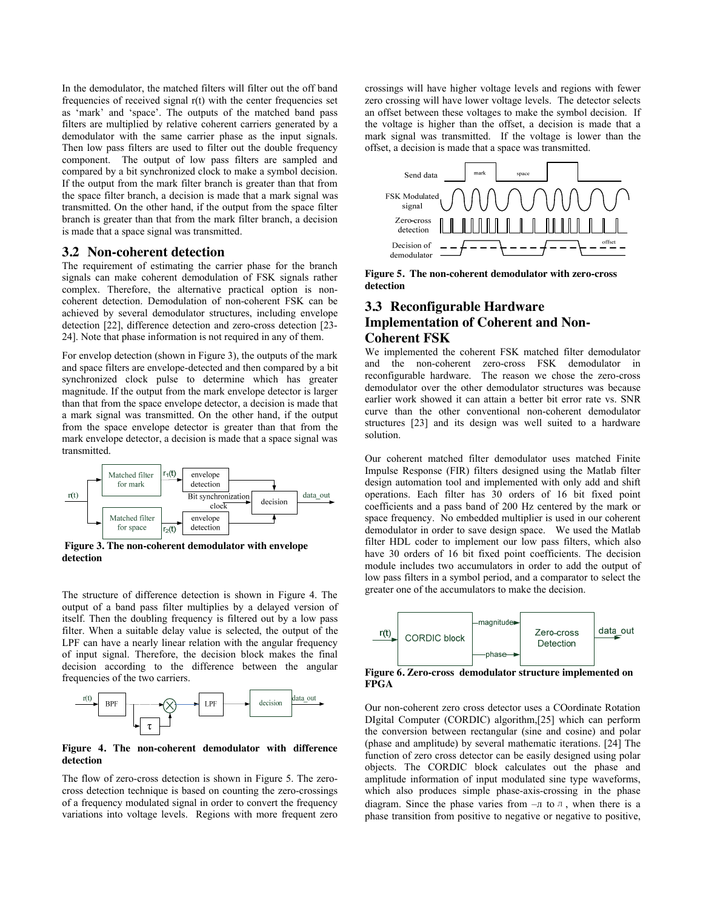In the demodulator, the matched filters will filter out the off band frequencies of received signal r(t) with the center frequencies set as 'mark' and 'space'. The outputs of the matched band pass filters are multiplied by relative coherent carriers generated by a demodulator with the same carrier phase as the input signals. Then low pass filters are used to filter out the double frequency component. The output of low pass filters are sampled and compared by a bit synchronized clock to make a symbol decision. If the output from the mark filter branch is greater than that from the space filter branch, a decision is made that a mark signal was transmitted. On the other hand, if the output from the space filter branch is greater than that from the mark filter branch, a decision is made that a space signal was transmitted.

## 3.2 Non-coherent detection

The requirement of estimating the carrier phase for the branch signals can make coherent demodulation of FSK signals rather complex. Therefore, the alternative practical option is non-coherent detection. Demodulation of non-coherent FSK can be achieved by several demodulator structures, including envelope detection [22], difference detection and zero-cross detection [23-24]. Note that phase information is not required in any of them.

For envelop detection (shown in Figure 3), the outputs of the mark and space filters are envelope-detected and then compared by a bit synchronized clock pulse to determine which has greater magnitude. If the output from the mark envelope detector is larger than that from the space envelope detector, a decision is made that a mark signal was transmitted. On the other hand, if the output from the space envelope detector is greater than that from the mark envelope detector, a decision is made that a space signal was transmitted.

**Figure 3. The non-coherent demodulator with envelope detection**

The structure of difference detection is shown in Figure 4. The output of a band pass filter multiplies by a delayed version of itself. Then the doubling frequency is filtered out by a low pass filter. When a suitable delay value is selected, the output of the LPF can have a nearly linear relation with the angular frequency of input signal. Therefore, the decision block makes the final decision according to the difference between the angular frequencies of the two carriers.

**Figure 4. The non-coherent demodulator with difference detection**

The flow of zero-cross detection is shown in Figure 5. The zero-cross detection technique is based on counting the zero-crossings of a frequency modulated signal in order to convert the frequency variations into voltage levels. Regions with more frequent zero crossings will have higher voltage levels and regions with fewer zero crossing will have lower voltage levels. The detector selects an offset between these voltages to make the symbol decision. If the voltage is higher than the offset, a decision is made that a mark signal was transmitted. If the voltage is lower than the offset, a decision is made that a space was transmitted.

**Figure 5. The non-coherent demodulator with zero-cross detection**

## 3.3 Reconfigurable Hardware Implementation of Coherent and Non-Coherent FSK

We implemented the coherent FSK matched filter demodulator and the non-coherent zero-cross FSK demodulator in reconfigurable hardware. The reason we chose the zero-cross demodulator over the other demodulator structures was because earlier work showed it can attain a better bit error rate vs. SNR curve than the other conventional non-coherent demodulator structures [23] and its design was well suited to a hardware solution.

Our coherent matched filter demodulator uses matched Finite Impulse Response (FIR) filters designed using the Matlab filter design automation tool and implemented with only add and shift operations. Each filter has 30 orders of 16 bit fixed point coefficients and a pass band of 200 Hz centered by the mark or space frequency. No embedded multiplier is used in our coherent demodulator in order to save design space. We used the Matlab filter HDL coder to implement our low pass filters, which also have 30 orders of 16 bit fixed point coefficients. The decision module includes two accumulators in order to add the output of low pass filters in a symbol period, and a comparator to select the greater one of the accumulators to make the decision.

**Figure 6. Zero-cross demodulator structure implemented on FPGA**

Our non-coherent zero cross detector uses a COordinate Rotation DIgital Computer (CORDIC) algorithm,[25] which can perform the conversion between rectangular (sine and cosine) and polar (phase and amplitude) by several mathematic iterations. [24] The function of zero cross detector can be easily designed using polar objects. The CORDIC block calculates out the phase and amplitude information of input modulated sine type waveforms, which also produces simple phase-axis-crossing in the phase diagram. Since the phase varies from $-\pi$ to $\pi$, when there is a phase transition from positive to negative or negative to positive,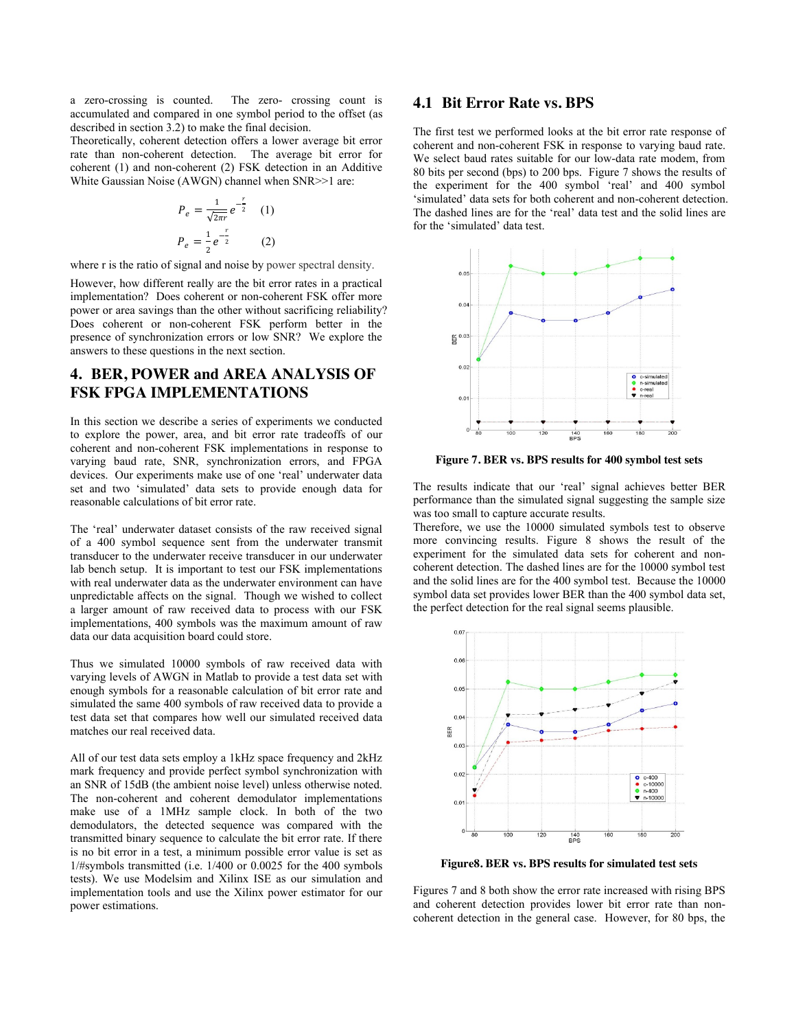a zero-crossing is counted. The zero- crossing count is accumulated and compared in one symbol period to the offset (as described in section 3.2) to make the final decision.

Theoretically, coherent detection offers a lower average bit error rate than non-coherent detection. The average bit error for coherent (1) and non-coherent (2) FSK detection in an Additive White Gaussian Noise (AWGN) channel when SNR>>1 are:

$$P_e = \frac{1}{\sqrt{2\pi r}} e^{-\frac{r}{2}} \quad (1)$$

$$P_e = \frac{1}{2} e^{-\frac{r}{2}} \quad (2)$$

where r is the ratio of signal and noise by power spectral density.

However, how different really are the bit error rates in a practical implementation? Does coherent or non-coherent FSK offer more power or area savings than the other without sacrificing reliability? Does coherent or non-coherent FSK perform better in the presence of synchronization errors or low SNR? We explore the answers to these questions in the next section.

# 4. BER, POWER and AREA ANALYSIS OF FSK FPGA IMPLEMENTATIONS

In this section we describe a series of experiments we conducted to explore the power, area, and bit error rate tradeoffs of our coherent and non-coherent FSK implementations in response to varying baud rate, SNR, synchronization errors, and FPGA devices. Our experiments make use of one 'real' underwater data set and two 'simulated' data sets to provide enough data for reasonable calculations of bit error rate.

The 'real' underwater dataset consists of the raw received signal of a 400 symbol sequence sent from the underwater transmit transducer to the underwater receive transducer in our underwater lab bench setup. It is important to test our FSK implementations with real underwater data as the underwater environment can have unpredictable affects on the signal. Though we wished to collect a larger amount of raw received data to process with our FSK implementations, 400 symbols was the maximum amount of raw data our data acquisition board could store.

Thus we simulated 10000 symbols of raw received data with varying levels of AWGN in Matlab to provide a test data set with enough symbols for a reasonable calculation of bit error rate and simulated the same 400 symbols of raw received data to provide a test data set that compares how well our simulated received data matches our real received data.

All of our test data sets employ a 1kHz space frequency and 2kHz mark frequency and provide perfect symbol synchronization with an SNR of 15dB (the ambient noise level) unless otherwise noted. The non-coherent and coherent demodulator implementations make use of a 1MHz sample clock. In both of the two demodulators, the detected sequence was compared with the transmitted binary sequence to calculate the bit error rate. If there is no bit error in a test, a minimum possible error value is set as 1/#symbols transmitted (i.e. 1/400 or 0.0025 for the 400 symbols tests). We use Modelsim and Xilinx ISE as our simulation and implementation tools and use the Xilinx power estimator for our power estimations.

## 4.1 Bit Error Rate vs. BPS

The first test we performed looks at the bit error rate response of coherent and non-coherent FSK in response to varying baud rate. We select baud rates suitable for our low-data rate modem, from 80 bits per second (bps) to 200 bps. Figure 7 shows the results of the experiment for the 400 symbol 'real' and 400 symbol 'simulated' data sets for both coherent and non-coherent detection. The dashed lines are for the 'real' data test and the solid lines are for the 'simulated' data test.

**Figure 7. BER vs. BPS results for 400 symbol test sets**

The results indicate that our 'real' signal achieves better BER performance than the simulated signal suggesting the sample size was too small to capture accurate results.

Therefore, we use the 10000 simulated symbols test to observe more convincing results. Figure 8 shows the result of the experiment for the simulated data sets for coherent and non-coherent detection. The dashed lines are for the 10000 symbol test and the solid lines are for the 400 symbol test. Because the 10000 symbol data set provides lower BER than the 400 symbol data set, the perfect detection for the real signal seems plausible.

**Figure8. BER vs. BPS results for simulated test sets**

Figures 7 and 8 both show the error rate increased with rising BPS and coherent detection provides lower bit error rate than non-coherent detection in the general case. However, for 80 bps, the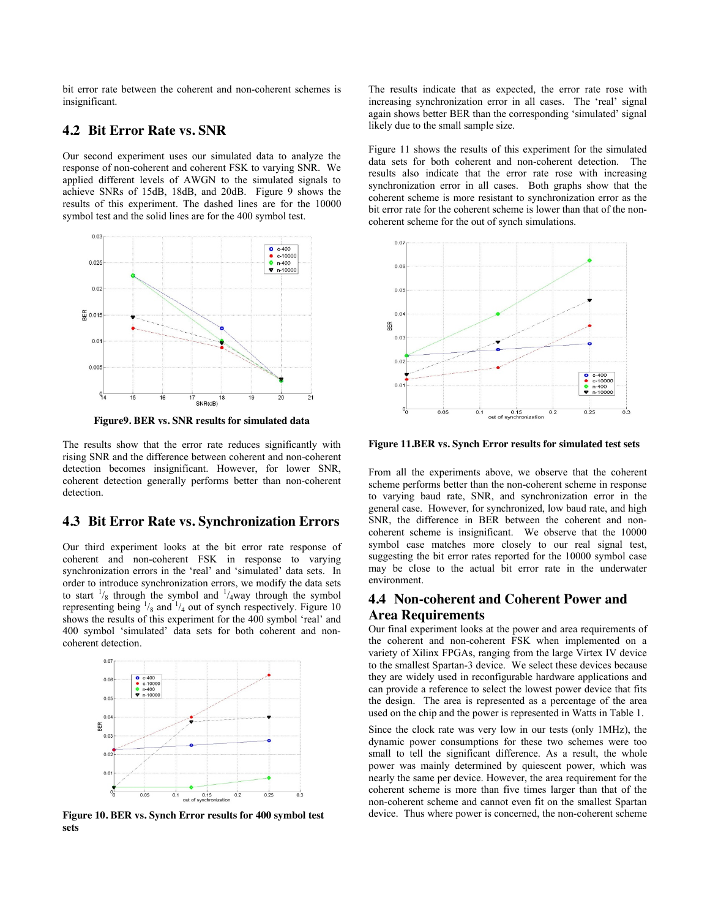bit error rate between the coherent and non-coherent schemes is insignificant.

## 4.2 Bit Error Rate vs. SNR

Our second experiment uses our simulated data to analyze the response of non-coherent and coherent FSK to varying SNR. We applied different levels of AWGN to the simulated signals to achieve SNRs of 15dB, 18dB, and 20dB. Figure 9 shows the results of this experiment. The dashed lines are for the 10000 symbol test and the solid lines are for the 400 symbol test.

**Figure9. BER vs. SNR results for simulated data**

The results show that the error rate reduces significantly with rising SNR and the difference between coherent and non-coherent detection becomes insignificant. However, for lower SNR, coherent detection generally performs better than non-coherent detection.

## 4.3 Bit Error Rate vs. Synchronization Errors

Our third experiment looks at the bit error rate response of coherent and non-coherent FSK in response to varying synchronization errors in the 'real' and 'simulated' data sets. In order to introduce synchronization errors, we modify the data sets to start $^1/_8$ through the symbol and $^1/_4$way through the symbol representing being $^1/_8$ and $^1/_4$ out of synch respectively. Figure 10 shows the results of this experiment for the 400 symbol 'real' and 400 symbol 'simulated' data sets for both coherent and non-coherent detection.

**Figure 10. BER vs. Synch Error results for 400 symbol test sets**

The results indicate that as expected, the error rate rose with increasing synchronization error in all cases. The 'real' signal again shows better BER than the corresponding 'simulated' signal likely due to the small sample size.

Figure 11 shows the results of this experiment for the simulated data sets for both coherent and non-coherent detection. The results also indicate that the error rate rose with increasing synchronization error in all cases. Both graphs show that the coherent scheme is more resistant to synchronization error as the bit error rate for the coherent scheme is lower than that of the non-coherent scheme for the out of synch simulations.

**Figure 11.BER vs. Synch Error results for simulated test sets**

From all the experiments above, we observe that the coherent scheme performs better than the non-coherent scheme in response to varying baud rate, SNR, and synchronization error in the general case. However, for synchronized, low baud rate, and high SNR, the difference in BER between the coherent and non-coherent scheme is insignificant. We observe that the 10000 symbol case matches more closely to our real signal test, suggesting the bit error rates reported for the 10000 symbol case may be close to the actual bit error rate in the underwater environment.

## 4.4 Non-coherent and Coherent Power and Area Requirements

Our final experiment looks at the power and area requirements of the coherent and non-coherent FSK when implemented on a variety of Xilinx FPGAs, ranging from the large Virtex IV device to the smallest Spartan-3 device. We select these devices because they are widely used in reconfigurable hardware applications and can provide a reference to select the lowest power device that fits the design. The area is represented as a percentage of the area used on the chip and the power is represented in Watts in Table 1.

Since the clock rate was very low in our tests (only 1MHz), the dynamic power consumptions for these two schemes were too small to tell the significant difference. As a result, the whole power was mainly determined by quiescent power, which was nearly the same per device. However, the area requirement for the coherent scheme is more than five times larger than that of the non-coherent scheme and cannot even fit on the smallest Spartan device. Thus where power is concerned, the non-coherent scheme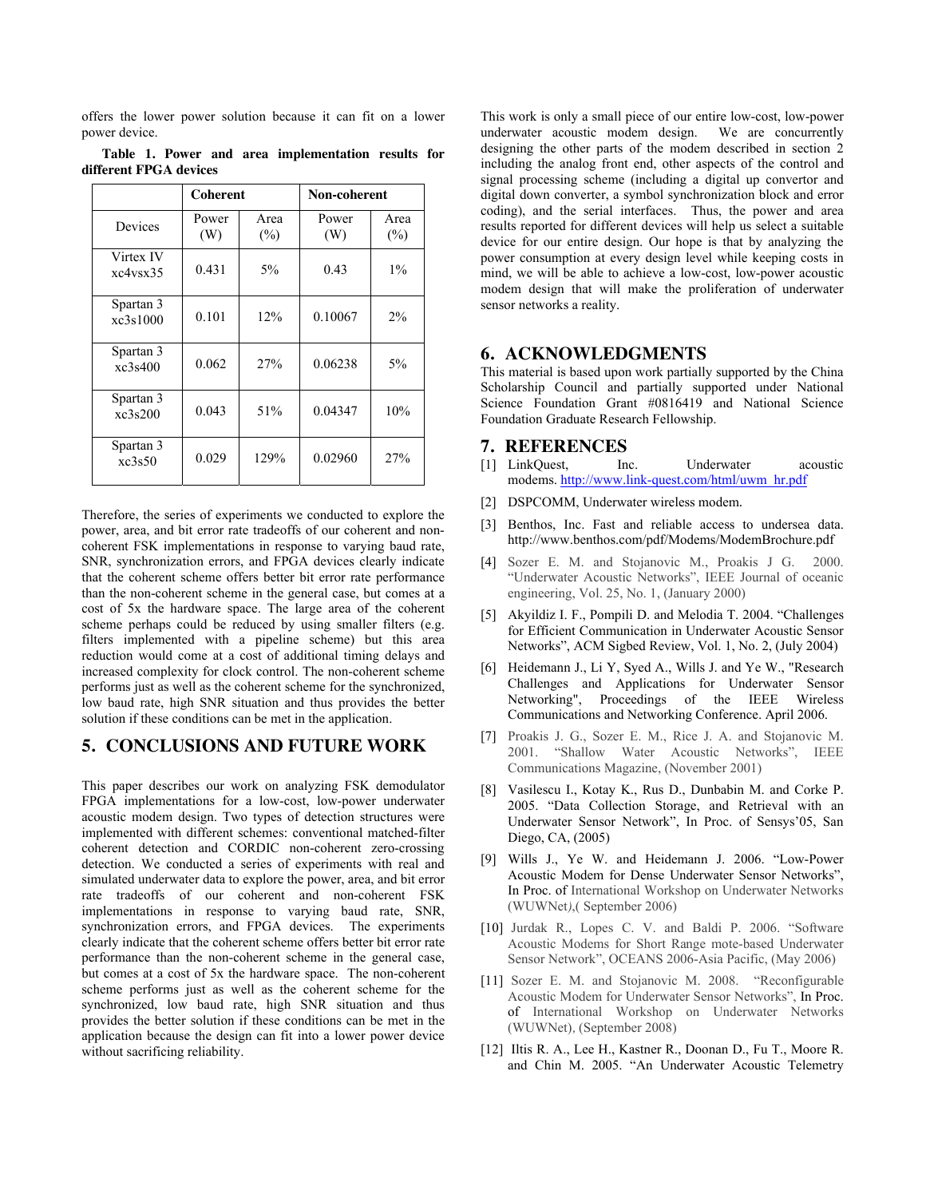offers the lower power solution because it can fit on a lower power device.

**Table 1. Power and area implementation results for different FPGA devices**

| | Coherent | | Non-coherent | |
|---|---|---|---|---|
| Devices | Power (W) | Area (%) | Power (W) | Area (%) |
| Virtex IV xc4vsx35 | 0.431 | 5% | 0.43 | 1% |
| Spartan 3 xc3s1000 | 0.101 | 12% | 0.10067 | 2% |
| Spartan 3 xc3s400 | 0.062 | 27% | 0.06238 | 5% |
| Spartan 3 xc3s200 | 0.043 | 51% | 0.04347 | 10% |
| Spartan 3 xc3s50 | 0.029 | 129% | 0.02960 | 27% |

Therefore, the series of experiments we conducted to explore the power, area, and bit error rate tradeoffs of our coherent and non-coherent FSK implementations in response to varying baud rate, SNR, synchronization errors, and FPGA devices clearly indicate that the coherent scheme offers better bit error rate performance than the non-coherent scheme in the general case, but comes at a cost of 5x the hardware space. The large area of the coherent scheme perhaps could be reduced by using smaller filters (e.g. filters implemented with a pipeline scheme) but this area reduction would come at a cost of additional timing delays and increased complexity for clock control. The non-coherent scheme performs just as well as the coherent scheme for the synchronized, low baud rate, high SNR situation and thus provides the better solution if these conditions can be met in the application.

## 5. CONCLUSIONS AND FUTURE WORK

This paper describes our work on analyzing FSK demodulator FPGA implementations for a low-cost, low-power underwater acoustic modem design. Two types of detection structures were implemented with different schemes: conventional matched-filter coherent detection and CORDIC non-coherent zero-crossing detection. We conducted a series of experiments with real and simulated underwater data to explore the power, area, and bit error rate tradeoffs of our coherent and non-coherent FSK implementations in response to varying baud rate, SNR, synchronization errors, and FPGA devices. The experiments clearly indicate that the coherent scheme offers better bit error rate performance than the non-coherent scheme in the general case, but comes at a cost of 5x the hardware space. The non-coherent scheme performs just as well as the coherent scheme for the synchronized, low baud rate, high SNR situation and thus provides the better solution if these conditions can be met in the application because the design can fit into a lower power device without sacrificing reliability.

This work is only a small piece of our entire low-cost, low-power underwater acoustic modem design. We are concurrently designing the other parts of the modem described in section 2 including the analog front end, other aspects of the control and signal processing scheme (including a digital up convertor and digital down converter, a symbol synchronization block and error coding), and the serial interfaces. Thus, the power and area results reported for different devices will help us select a suitable device for our entire design. Our hope is that by analyzing the power consumption at every design level while keeping costs in mind, we will be able to achieve a low-cost, low-power acoustic modem design that will make the proliferation of underwater sensor networks a reality.

## 6. ACKNOWLEDGMENTS

This material is based upon work partially supported by the China Scholarship Council and partially supported under National Science Foundation Grant #0816419 and National Science Foundation Graduate Research Fellowship.

## 7. REFERENCES

[1] LinkQuest, Inc. Underwater acoustic modems. http://www.link-quest.com/html/uwm_hr.pdf

[2] DSPCOMM, Underwater wireless modem.

[3] Benthos, Inc. Fast and reliable access to undersea data. http://www.benthos.com/pdf/Modems/ModemBrochure.pdf

[4] Sozer E. M. and Stojanovic M., Proakis J G. 2000. "Underwater Acoustic Networks", IEEE Journal of oceanic engineering, Vol. 25, No. 1, (January 2000)

[5] Akyildiz I. F., Pompili D. and Melodia T. 2004. "Challenges for Efficient Communication in Underwater Acoustic Sensor Networks", ACM Sigbed Review, Vol. 1, No. 2, (July 2004)

[6] Heidemann J., Li Y, Syed A., Wills J. and Ye W., "Research Challenges and Applications for Underwater Sensor Networking", Proceedings of the IEEE Wireless Communications and Networking Conference. April 2006.

[7] Proakis J. G., Sozer E. M., Rice J. A. and Stojanovic M. 2001. "Shallow Water Acoustic Networks", IEEE Communications Magazine, (November 2001)

[8] Vasilescu I., Kotay K., Rus D., Dunbabin M. and Corke P. 2005. "Data Collection Storage, and Retrieval with an Underwater Sensor Network", In Proc. of Sensys'05, San Diego, CA, (2005)

[9] Wills J., Ye W. and Heidemann J. 2006. "Low-Power Acoustic Modem for Dense Underwater Sensor Networks", In Proc. of International Workshop on Underwater Networks (WUWNet),( September 2006)

[10] Jurdak R., Lopes C. V. and Baldi P. 2006. "Software Acoustic Modems for Short Range mote-based Underwater Sensor Network", OCEANS 2006-Asia Pacific, (May 2006)

[11] Sozer E. M. and Stojanovic M. 2008. "Reconfigurable Acoustic Modem for Underwater Sensor Networks", In Proc. of International Workshop on Underwater Networks (WUWNet), (September 2008)

[12] Iltis R. A., Lee H., Kastner R., Doonan D., Fu T., Moore R. and Chin M. 2005. "An Underwater Acoustic Telemetry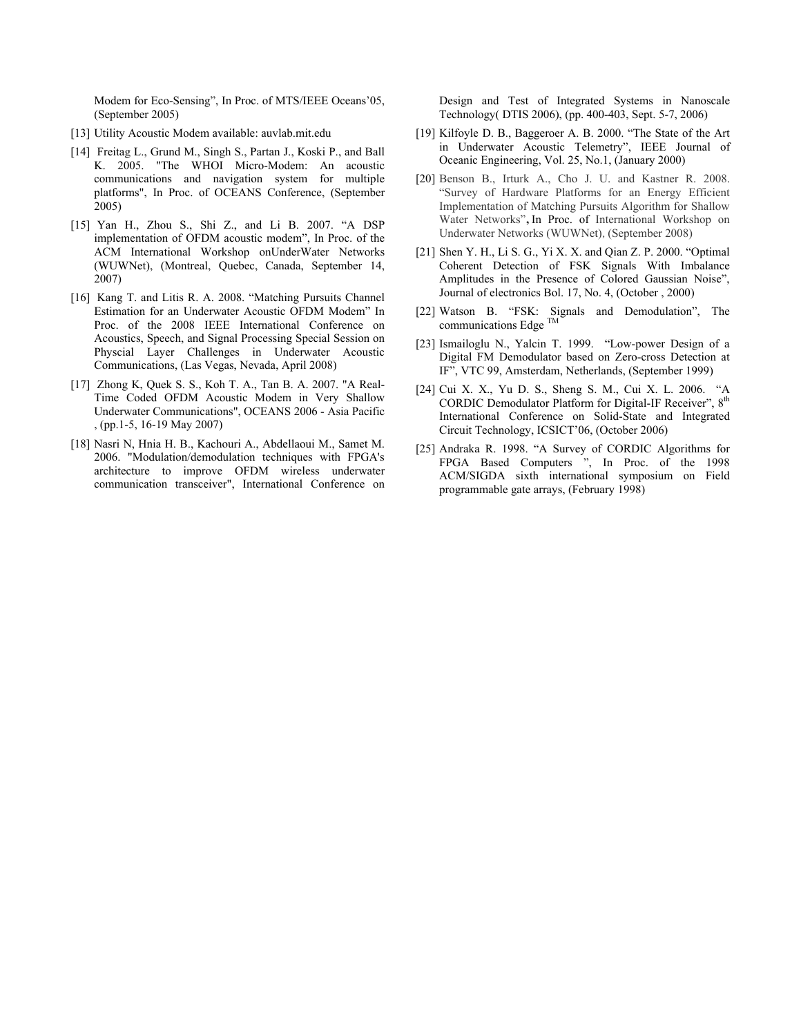Modem for Eco-Sensing", In Proc. of MTS/IEEE Oceans'05, (September 2005)

[13] Utility Acoustic Modem available: auvlab.mit.edu

[14] Freitag L., Grund M., Singh S., Partan J., Koski P., and Ball K. 2005. "The WHOI Micro-Modem: An acoustic communications and navigation system for multiple platforms", In Proc. of OCEANS Conference, (September 2005)

[15] Yan H., Zhou S., Shi Z., and Li B. 2007. "A DSP implementation of OFDM acoustic modem", In Proc. of the ACM International Workshop onUnderWater Networks (WUWNet), (Montreal, Quebec, Canada, September 14, 2007)

[16] Kang T. and Litis R. A. 2008. "Matching Pursuits Channel Estimation for an Underwater Acoustic OFDM Modem" In Proc. of the 2008 IEEE International Conference on Acoustics, Speech, and Signal Processing Special Session on Physcial Layer Challenges in Underwater Acoustic Communications, (Las Vegas, Nevada, April 2008)

[17] Zhong K, Quek S. S., Koh T. A., Tan B. A. 2007. "A Real-Time Coded OFDM Acoustic Modem in Very Shallow Underwater Communications", OCEANS 2006 - Asia Pacific , (pp.1-5, 16-19 May 2007)

[18] Nasri N, Hnia H. B., Kachouri A., Abdellaoui M., Samet M. 2006. "Modulation/demodulation techniques with FPGA's architecture to improve OFDM wireless underwater communication transceiver", International Conference on Design and Test of Integrated Systems in Nanoscale Technology( DTIS 2006), (pp. 400-403, Sept. 5-7, 2006)

[19] Kilfoyle D. B., Baggeroer A. B. 2000. "The State of the Art in Underwater Acoustic Telemetry", IEEE Journal of Oceanic Engineering, Vol. 25, No.1, (January 2000)

[20] Benson B., Irturk A., Cho J. U. and Kastner R. 2008. "Survey of Hardware Platforms for an Energy Efficient Implementation of Matching Pursuits Algorithm for Shallow Water Networks", In Proc. of International Workshop on Underwater Networks (WUWNet), (September 2008)

[21] Shen Y. H., Li S. G., Yi X. X. and Qian Z. P. 2000. "Optimal Coherent Detection of FSK Signals With Imbalance Amplitudes in the Presence of Colored Gaussian Noise", Journal of electronics Bol. 17, No. 4, (October , 2000)

[22] Watson B. "FSK: Signals and Demodulation", The communications Edge ™

[23] Ismailoglu N., Yalcin T. 1999. "Low-power Design of a Digital FM Demodulator based on Zero-cross Detection at IF", VTC 99, Amsterdam, Netherlands, (September 1999)

[24] Cui X. X., Yu D. S., Sheng S. M., Cui X. L. 2006. "A CORDIC Demodulator Platform for Digital-IF Receiver", 8th International Conference on Solid-State and Integrated Circuit Technology, ICSICT'06, (October 2006)

[25] Andraka R. 1998. "A Survey of CORDIC Algorithms for FPGA Based Computers ", In Proc. of the 1998 ACM/SIGDA sixth international symposium on Field programmable gate arrays, (February 1998)